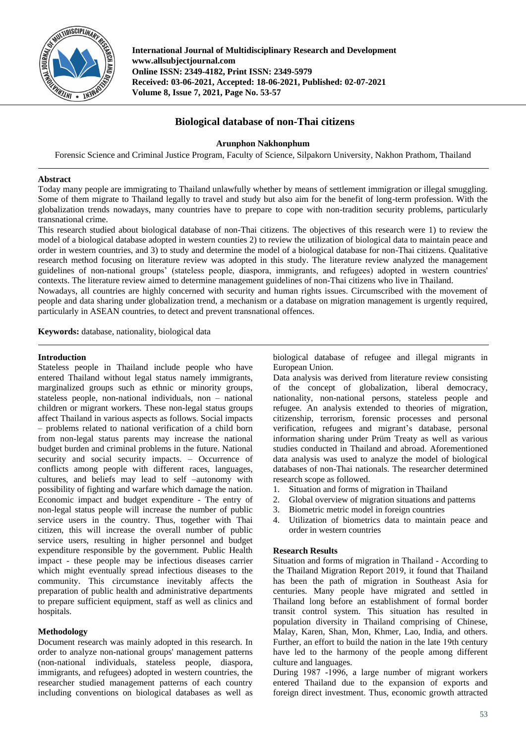# Biological database of non-Thai citizens

**Arunphon Nakhonphum**

Forensic Science and Criminal Justice Program, Faculty of Science, Silpakorn University, Nakhon Prathom, Thailand

## Abstract

Today many people are immigrating to Thailand unlawfully whether by means of settlement immigration or illegal smuggling. Some of them migrate to Thailand legally to travel and study but also aim for the benefit of long-term profession. With the globalization trends nowadays, many countries have to prepare to cope with non-tradition security problems, particularly transnational crime.

This research studied about biological database of non-Thai citizens. The objectives of this research were 1) to review the model of a biological database adopted in western counties 2) to review the utilization of biological data to maintain peace and order in western countries, and 3) to study and determine the model of a biological database for non-Thai citizens. Qualitative research method focusing on literature review was adopted in this study. The literature review analyzed the management guidelines of non-national groups' (stateless people, diaspora, immigrants, and refugees) adopted in western countries' contexts. The literature review aimed to determine management guidelines of non-Thai citizens who live in Thailand.

Nowadays, all countries are highly concerned with security and human rights issues. Circumscribed with the movement of people and data sharing under globalization trend, a mechanism or a database on migration management is urgently required, particularly in ASEAN countries, to detect and prevent transnational offences.

**Keywords:** database, nationality, biological data

## Introduction

Stateless people in Thailand include people who have entered Thailand without legal status namely immigrants, marginalized groups such as ethnic or minority groups, stateless people, non-national individuals, non – national children or migrant workers. These non-legal status groups affect Thailand in various aspects as follows. Social impacts – problems related to national verification of a child born from non-legal status parents may increase the national budget burden and criminal problems in the future. National security and social security impacts. – Occurrence of conflicts among people with different races, languages, cultures, and beliefs may lead to self –autonomy with possibility of fighting and warfare which damage the nation. Economic impact and budget expenditure - The entry of non-legal status people will increase the number of public service users in the country. Thus, together with Thai citizen, this will increase the overall number of public service users, resulting in higher personnel and budget expenditure responsible by the government. Public Health impact - these people may be infectious diseases carrier which might eventually spread infectious diseases to the community. This circumstance inevitably affects the preparation of public health and administrative departments to prepare sufficient equipment, staff as well as clinics and hospitals.

## Methodology

Document research was mainly adopted in this research. In order to analyze non-national groups' management patterns (non-national individuals, stateless people, diaspora, immigrants, and refugees) adopted in western countries, the researcher studied management patterns of each country including conventions on biological databases as well as biological database of refugee and illegal migrants in European Union.

Data analysis was derived from literature review consisting of the concept of globalization, liberal democracy, nationality, non-national persons, stateless people and refugee. An analysis extended to theories of migration, citizenship, forensic processes and personal verification, refugees and migrant's database, personal information sharing under Prüm Treaty as well as various studies conducted in Thailand and abroad. Aforementioned data analysis was used to analyze the model of biological databases of non-Thai nationals. The researcher determined research scope as followed.

1. Situation and forms of migration in Thailand
2. Global overview of migration situations and patterns
3. Biometric metric model in foreign countries
4. Utilization of biometrics data to maintain peace and order in western countries

## Research Results

Situation and forms of migration in Thailand - According to the Thailand Migration Report 2019, it found that Thailand has been the path of migration in Southeast Asia for centuries. Many people have migrated and settled in Thailand long before an establishment of formal border transit control system. This situation has resulted in population diversity in Thailand comprising of Chinese, Malay, Karen, Shan, Mon, Khmer, Lao, India, and others. Further, an effort to build the nation in the late 19th century have led to the harmony of the people among different culture and languages.

During 1987 -1996, a large number of migrant workers entered Thailand due to the expansion of exports and foreign direct investment. Thus, economic growth attracted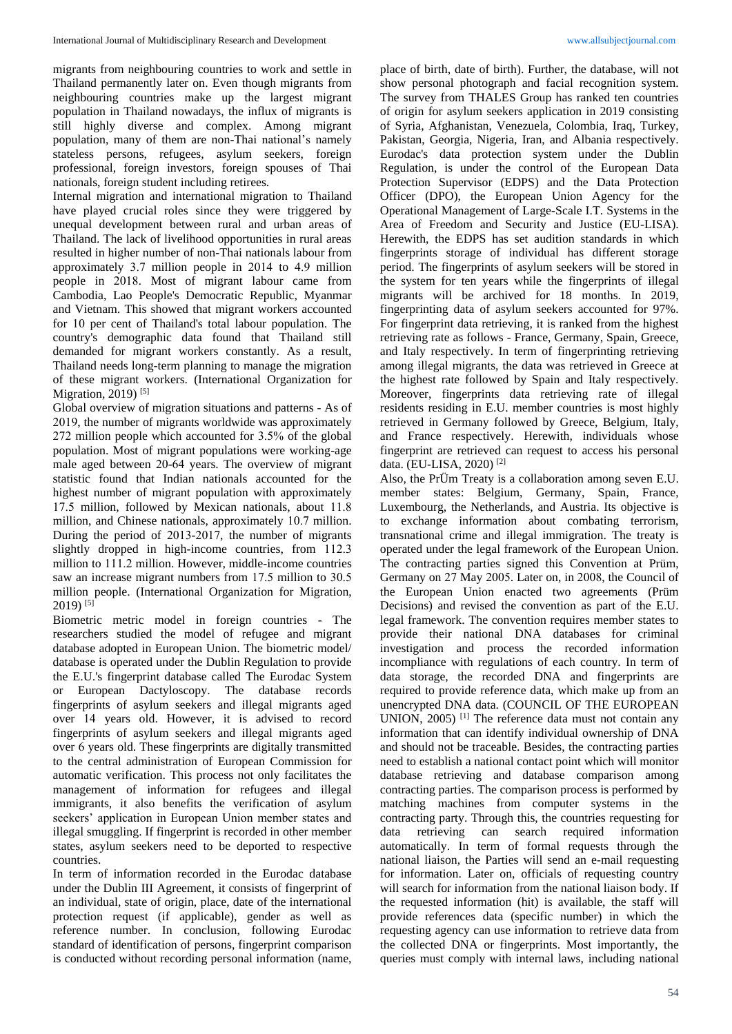migrants from neighbouring countries to work and settle in Thailand permanently later on. Even though migrants from neighbouring countries make up the largest migrant population in Thailand nowadays, the influx of migrants is still highly diverse and complex. Among migrant population, many of them are non-Thai national's namely stateless persons, refugees, asylum seekers, foreign professional, foreign investors, foreign spouses of Thai nationals, foreign student including retirees.

Internal migration and international migration to Thailand have played crucial roles since they were triggered by unequal development between rural and urban areas of Thailand. The lack of livelihood opportunities in rural areas resulted in higher number of non-Thai nationals labour from approximately 3.7 million people in 2014 to 4.9 million people in 2018. Most of migrant labour came from Cambodia, Lao People's Democratic Republic, Myanmar and Vietnam. This showed that migrant workers accounted for 10 per cent of Thailand's total labour population. The country's demographic data found that Thailand still demanded for migrant workers constantly. As a result, Thailand needs long-term planning to manage the migration of these migrant workers. (International Organization for Migration, 2019) [5]

Global overview of migration situations and patterns - As of 2019, the number of migrants worldwide was approximately 272 million people which accounted for 3.5% of the global population. Most of migrant populations were working-age male aged between 20-64 years. The overview of migrant statistic found that Indian nationals accounted for the highest number of migrant population with approximately 17.5 million, followed by Mexican nationals, about 11.8 million, and Chinese nationals, approximately 10.7 million. During the period of 2013-2017, the number of migrants slightly dropped in high-income countries, from 112.3 million to 111.2 million. However, middle-income countries saw an increase migrant numbers from 17.5 million to 30.5 million people. (International Organization for Migration, 2019) [5]

Biometric metric model in foreign countries - The researchers studied the model of refugee and migrant database adopted in European Union. The biometric model/ database is operated under the Dublin Regulation to provide the E.U.'s fingerprint database called The Eurodac System or European Dactyloscopy. The database records fingerprints of asylum seekers and illegal migrants aged over 14 years old. However, it is advised to record fingerprints of asylum seekers and illegal migrants aged over 6 years old. These fingerprints are digitally transmitted to the central administration of European Commission for automatic verification. This process not only facilitates the management of information for refugees and illegal immigrants, it also benefits the verification of asylum seekers' application in European Union member states and illegal smuggling. If fingerprint is recorded in other member states, asylum seekers need to be deported to respective countries.

In term of information recorded in the Eurodac database under the Dublin III Agreement, it consists of fingerprint of an individual, state of origin, place, date of the international protection request (if applicable), gender as well as reference number. In conclusion, following Eurodac standard of identification of persons, fingerprint comparison is conducted without recording personal information (name, place of birth, date of birth). Further, the database, will not show personal photograph and facial recognition system. The survey from THALES Group has ranked ten countries of origin for asylum seekers application in 2019 consisting of Syria, Afghanistan, Venezuela, Colombia, Iraq, Turkey, Pakistan, Georgia, Nigeria, Iran, and Albania respectively. Eurodac's data protection system under the Dublin Regulation, is under the control of the European Data Protection Supervisor (EDPS) and the Data Protection Officer (DPO), the European Union Agency for the Operational Management of Large-Scale I.T. Systems in the Area of Freedom and Security and Justice (EU-LISA). Herewith, the EDPS has set audition standards in which fingerprints storage of individual has different storage period. The fingerprints of asylum seekers will be stored in the system for ten years while the fingerprints of illegal migrants will be archived for 18 months. In 2019, fingerprinting data of asylum seekers accounted for 97%. For fingerprint data retrieving, it is ranked from the highest retrieving rate as follows - France, Germany, Spain, Greece, and Italy respectively. In term of fingerprinting retrieving among illegal migrants, the data was retrieved in Greece at the highest rate followed by Spain and Italy respectively. Moreover, fingerprints data retrieving rate of illegal residents residing in E.U. member countries is most highly retrieved in Germany followed by Greece, Belgium, Italy, and France respectively. Herewith, individuals whose fingerprint are retrieved can request to access his personal data. (EU-LISA, 2020) [2]

Also, the PrÜm Treaty is a collaboration among seven E.U. member states: Belgium, Germany, Spain, France, Luxembourg, the Netherlands, and Austria. Its objective is to exchange information about combating terrorism, transnational crime and illegal immigration. The treaty is operated under the legal framework of the European Union. The contracting parties signed this Convention at Prüm, Germany on 27 May 2005. Later on, in 2008, the Council of the European Union enacted two agreements (Prüm Decisions) and revised the convention as part of the E.U. legal framework. The convention requires member states to provide their national DNA databases for criminal investigation and process the recorded information incompliance with regulations of each country. In term of data storage, the recorded DNA and fingerprints are required to provide reference data, which make up from an unencrypted DNA data. (COUNCIL OF THE EUROPEAN UNION, 2005) [1] The reference data must not contain any information that can identify individual ownership of DNA and should not be traceable. Besides, the contracting parties need to establish a national contact point which will monitor database retrieving and database comparison among contracting parties. The comparison process is performed by matching machines from computer systems in the contracting party. Through this, the countries requesting for data retrieving can search required information automatically. In term of formal requests through the national liaison, the Parties will send an e-mail requesting for information. Later on, officials of requesting country will search for information from the national liaison body. If the requested information (hit) is available, the staff will provide references data (specific number) in which the requesting agency can use information to retrieve data from the collected DNA or fingerprints. Most importantly, the queries must comply with internal laws, including national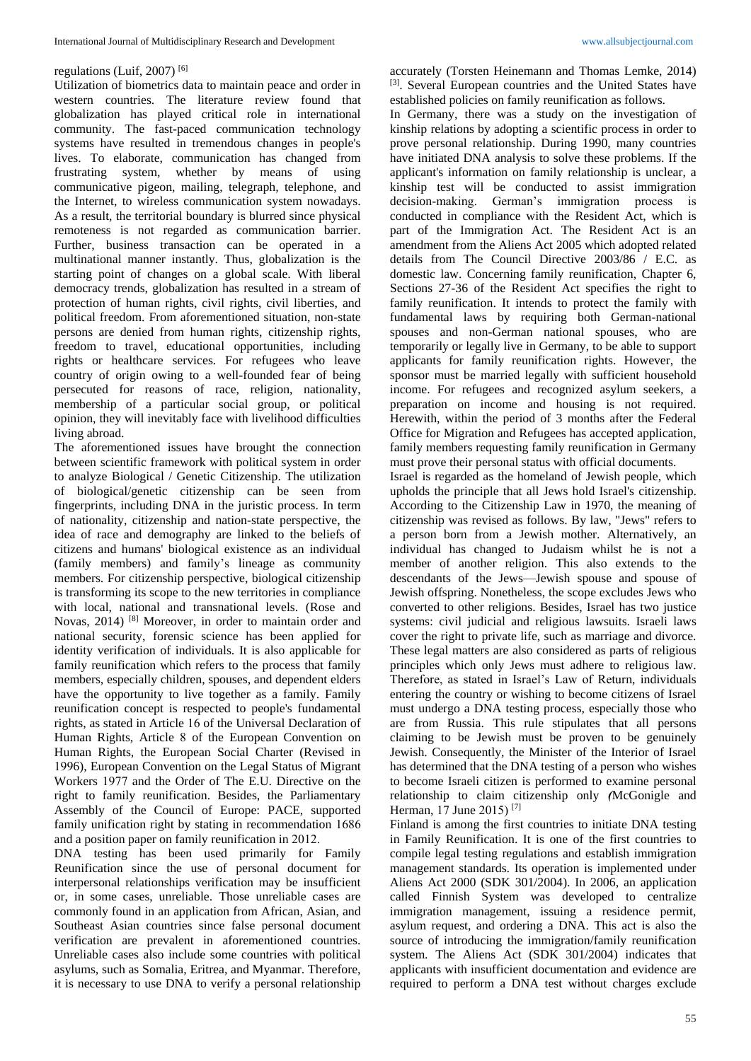regulations (Luif, 2007) [6]

Utilization of biometrics data to maintain peace and order in western countries. The literature review found that globalization has played critical role in international community. The fast-paced communication technology systems have resulted in tremendous changes in people's lives. To elaborate, communication has changed from frustrating system, whether by means of using communicative pigeon, mailing, telegraph, telephone, and the Internet, to wireless communication system nowadays. As a result, the territorial boundary is blurred since physical remoteness is not regarded as communication barrier. Further, business transaction can be operated in a multinational manner instantly. Thus, globalization is the starting point of changes on a global scale. With liberal democracy trends, globalization has resulted in a stream of protection of human rights, civil rights, civil liberties, and political freedom. From aforementioned situation, non-state persons are denied from human rights, citizenship rights, freedom to travel, educational opportunities, including rights or healthcare services. For refugees who leave country of origin owing to a well-founded fear of being persecuted for reasons of race, religion, nationality, membership of a particular social group, or political opinion, they will inevitably face with livelihood difficulties living abroad.

The aforementioned issues have brought the connection between scientific framework with political system in order to analyze Biological / Genetic Citizenship. The utilization of biological/genetic citizenship can be seen from fingerprints, including DNA in the juristic process. In term of nationality, citizenship and nation-state perspective, the idea of race and demography are linked to the beliefs of citizens and humans' biological existence as an individual (family members) and family's lineage as community members. For citizenship perspective, biological citizenship is transforming its scope to the new territories in compliance with local, national and transnational levels. (Rose and Novas, 2014) [8] Moreover, in order to maintain order and national security, forensic science has been applied for identity verification of individuals. It is also applicable for family reunification which refers to the process that family members, especially children, spouses, and dependent elders have the opportunity to live together as a family. Family reunification concept is respected to people's fundamental rights, as stated in Article 16 of the Universal Declaration of Human Rights, Article 8 of the European Convention on Human Rights, the European Social Charter (Revised in 1996), European Convention on the Legal Status of Migrant Workers 1977 and the Order of The E.U. Directive on the right to family reunification. Besides, the Parliamentary Assembly of the Council of Europe: PACE, supported family unification right by stating in recommendation 1686 and a position paper on family reunification in 2012.

DNA testing has been used primarily for Family Reunification since the use of personal document for interpersonal relationships verification may be insufficient or, in some cases, unreliable. Those unreliable cases are commonly found in an application from African, Asian, and Southeast Asian countries since false personal document verification are prevalent in aforementioned countries. Unreliable cases also include some countries with political asylums, such as Somalia, Eritrea, and Myanmar. Therefore, it is necessary to use DNA to verify a personal relationship accurately (Torsten Heinemann and Thomas Lemke, 2014) [3]. Several European countries and the United States have established policies on family reunification as follows.

In Germany, there was a study on the investigation of kinship relations by adopting a scientific process in order to prove personal relationship. During 1990, many countries have initiated DNA analysis to solve these problems. If the applicant's information on family relationship is unclear, a kinship test will be conducted to assist immigration decision-making. German's immigration process is conducted in compliance with the Resident Act, which is part of the Immigration Act. The Resident Act is an amendment from the Aliens Act 2005 which adopted related details from The Council Directive 2003/86 / E.C. as domestic law. Concerning family reunification, Chapter 6, Sections 27-36 of the Resident Act specifies the right to family reunification. It intends to protect the family with fundamental laws by requiring both German-national spouses and non-German national spouses, who are temporarily or legally live in Germany, to be able to support applicants for family reunification rights. However, the sponsor must be married legally with sufficient household income. For refugees and recognized asylum seekers, a preparation on income and housing is not required. Herewith, within the period of 3 months after the Federal Office for Migration and Refugees has accepted application, family members requesting family reunification in Germany must prove their personal status with official documents.

Israel is regarded as the homeland of Jewish people, which upholds the principle that all Jews hold Israel's citizenship. According to the Citizenship Law in 1970, the meaning of citizenship was revised as follows. By law, "Jews" refers to a person born from a Jewish mother. Alternatively, an individual has changed to Judaism whilst he is not a member of another religion. This also extends to the descendants of the Jews—Jewish spouse and spouse of Jewish offspring. Nonetheless, the scope excludes Jews who converted to other religions. Besides, Israel has two justice systems: civil judicial and religious lawsuits. Israeli laws cover the right to private life, such as marriage and divorce. These legal matters are also considered as parts of religious principles which only Jews must adhere to religious law. Therefore, as stated in Israel's Law of Return, individuals entering the country or wishing to become citizens of Israel must undergo a DNA testing process, especially those who are from Russia. This rule stipulates that all persons claiming to be Jewish must be proven to be genuinely Jewish. Consequently, the Minister of the Interior of Israel has determined that the DNA testing of a person who wishes to become Israeli citizen is performed to examine personal relationship to claim citizenship only *(*McGonigle and Herman, 17 June 2015) [7]

Finland is among the first countries to initiate DNA testing in Family Reunification. It is one of the first countries to compile legal testing regulations and establish immigration management standards. Its operation is implemented under Aliens Act 2000 (SDK 301/2004). In 2006, an application called Finnish System was developed to centralize immigration management, issuing a residence permit, asylum request, and ordering a DNA. This act is also the source of introducing the immigration/family reunification system. The Aliens Act (SDK 301/2004) indicates that applicants with insufficient documentation and evidence are required to perform a DNA test without charges exclude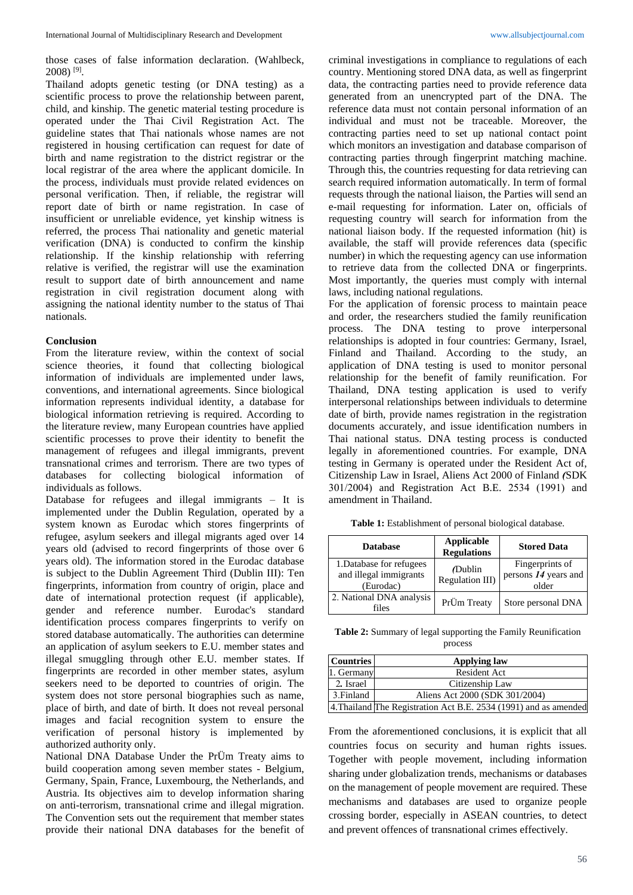those cases of false information declaration. (Wahlbeck, 2008) [9].

Thailand adopts genetic testing (or DNA testing) as a scientific process to prove the relationship between parent, child, and kinship. The genetic material testing procedure is operated under the Thai Civil Registration Act. The guideline states that Thai nationals whose names are not registered in housing certification can request for date of birth and name registration to the district registrar or the local registrar of the area where the applicant domicile. In the process, individuals must provide related evidences on personal verification. Then, if reliable, the registrar will report date of birth or name registration. In case of insufficient or unreliable evidence, yet kinship witness is referred, the process Thai nationality and genetic material verification (DNA) is conducted to confirm the kinship relationship. If the kinship relationship with referring relative is verified, the registrar will use the examination result to support date of birth announcement and name registration in civil registration document along with assigning the national identity number to the status of Thai nationals.

## Conclusion

From the literature review, within the context of social science theories, it found that collecting biological information of individuals are implemented under laws, conventions, and international agreements. Since biological information represents individual identity, a database for biological information retrieving is required. According to the literature review, many European countries have applied scientific processes to prove their identity to benefit the management of refugees and illegal immigrants, prevent transnational crimes and terrorism. There are two types of databases for collecting biological information of individuals as follows.

Database for refugees and illegal immigrants – It is implemented under the Dublin Regulation, operated by a system known as Eurodac which stores fingerprints of refugee, asylum seekers and illegal migrants aged over 14 years old (advised to record fingerprints of those over 6 years old). The information stored in the Eurodac database is subject to the Dublin Agreement Third (Dublin III): Ten fingerprints, information from country of origin, place and date of international protection request (if applicable), gender and reference number. Eurodac's standard identification process compares fingerprints to verify on stored database automatically. The authorities can determine an application of asylum seekers to E.U. member states and illegal smuggling through other E.U. member states. If fingerprints are recorded in other member states, asylum seekers need to be deported to countries of origin. The system does not store personal biographies such as name, place of birth, and date of birth. It does not reveal personal images and facial recognition system to ensure the verification of personal history is implemented by authorized authority only.

National DNA Database Under the PrÜm Treaty aims to build cooperation among seven member states - Belgium, Germany, Spain, France, Luxembourg, the Netherlands, and Austria. Its objectives aim to develop information sharing on anti-terrorism, transnational crime and illegal migration. The Convention sets out the requirement that member states provide their national DNA databases for the benefit of criminal investigations in compliance to regulations of each country. Mentioning stored DNA data, as well as fingerprint data, the contracting parties need to provide reference data generated from an unencrypted part of the DNA. The reference data must not contain personal information of an individual and must not be traceable. Moreover, the contracting parties need to set up national contact point which monitors an investigation and database comparison of contracting parties through fingerprint matching machine. Through this, the countries requesting for data retrieving can search required information automatically. In term of formal requests through the national liaison, the Parties will send an e-mail requesting for information. Later on, officials of requesting country will search for information from the national liaison body. If the requested information (hit) is available, the staff will provide references data (specific number) in which the requesting agency can use information to retrieve data from the collected DNA or fingerprints. Most importantly, the queries must comply with internal laws, including national regulations.

For the application of forensic process to maintain peace and order, the researchers studied the family reunification process. The DNA testing to prove interpersonal relationships is adopted in four countries: Germany, Israel, Finland and Thailand. According to the study, an application of DNA testing is used to monitor personal relationship for the benefit of family reunification. For Thailand, DNA testing application is used to verify interpersonal relationships between individuals to determine date of birth, provide names registration in the registration documents accurately, and issue identification numbers in Thai national status. DNA testing process is conducted legally in aforementioned countries. For example, DNA testing in Germany is operated under the Resident Act of, Citizenship Law in Israel, Aliens Act 2000 of Finland *(*SDK 301/2004) and Registration Act B.E. 2534 (1991) and amendment in Thailand.

**Table 1:** Establishment of personal biological database.

| Database | Applicable Regulations | Stored Data |
|---|---|---|
| 1.Database for refugees and illegal immigrants (Eurodac) | *(*Dublin Regulation III) | Fingerprints of persons *14* years and older |
| 2. National DNA analysis files | PrÜm Treaty | Store personal DNA |

**Table 2:** Summary of legal supporting the Family Reunification process

| Countries | Applying law |
|---|---|
| 1. Germany | Resident Act |
| 2*.* Israel | Citizenship Law |
| 3.Finland | Aliens Act 2000 (SDK 301/2004) |
| 4.Thailand | The Registration Act B.E. 2534 (1991) and as amended |

From the aforementioned conclusions, it is explicit that all countries focus on security and human rights issues. Together with people movement, including information sharing under globalization trends, mechanisms or databases on the management of people movement are required. These mechanisms and databases are used to organize people crossing border, especially in ASEAN countries, to detect and prevent offences of transnational crimes effectively.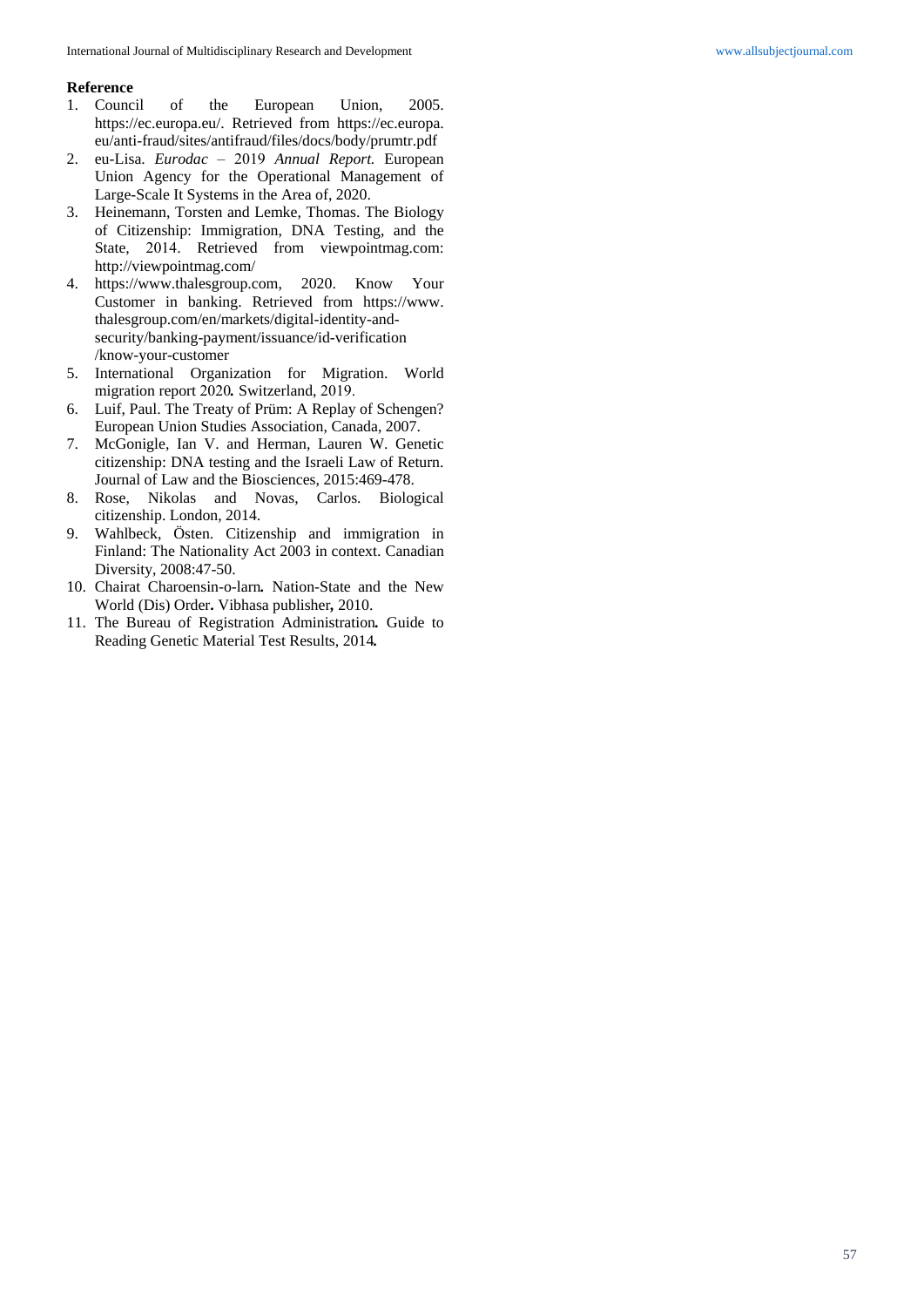## Reference

1. Council of the European Union, 2005. https://ec.europa.eu/. Retrieved from https://ec.europa.eu/anti-fraud/sites/antifraud/files/docs/body/prumtr.pdf
2. eu-Lisa. *Eurodac* – 2019 *Annual Report.* European Union Agency for the Operational Management of Large-Scale It Systems in the Area of, 2020.
3. Heinemann, Torsten and Lemke, Thomas. The Biology of Citizenship: Immigration, DNA Testing, and the State, 2014. Retrieved from viewpointmag.com: http://viewpointmag.com/
4. https://www.thalesgroup.com, 2020. Know Your Customer in banking. Retrieved from https://www.thalesgroup.com/en/markets/digital-identity-and-security/banking-payment/issuance/id-verification/know-your-customer
5. International Organization for Migration. World migration report 2020**.** Switzerland, 2019.
6. Luif, Paul. The Treaty of Prüm: A Replay of Schengen? European Union Studies Association, Canada, 2007.
7. McGonigle, Ian V. and Herman, Lauren W. Genetic citizenship: DNA testing and the Israeli Law of Return. Journal of Law and the Biosciences, 2015:469-478.
8. Rose, Nikolas and Novas, Carlos. Biological citizenship. London, 2014.
9. Wahlbeck, Östen. Citizenship and immigration in Finland: The Nationality Act 2003 in context. Canadian Diversity, 2008:47-50.
10. Chairat Charoensin-o-larn**.** Nation-State and the New World (Dis) Order**.** Vibhasa publisher**,** 2010.
11. The Bureau of Registration Administration**.** Guide to Reading Genetic Material Test Results, 2014**.**